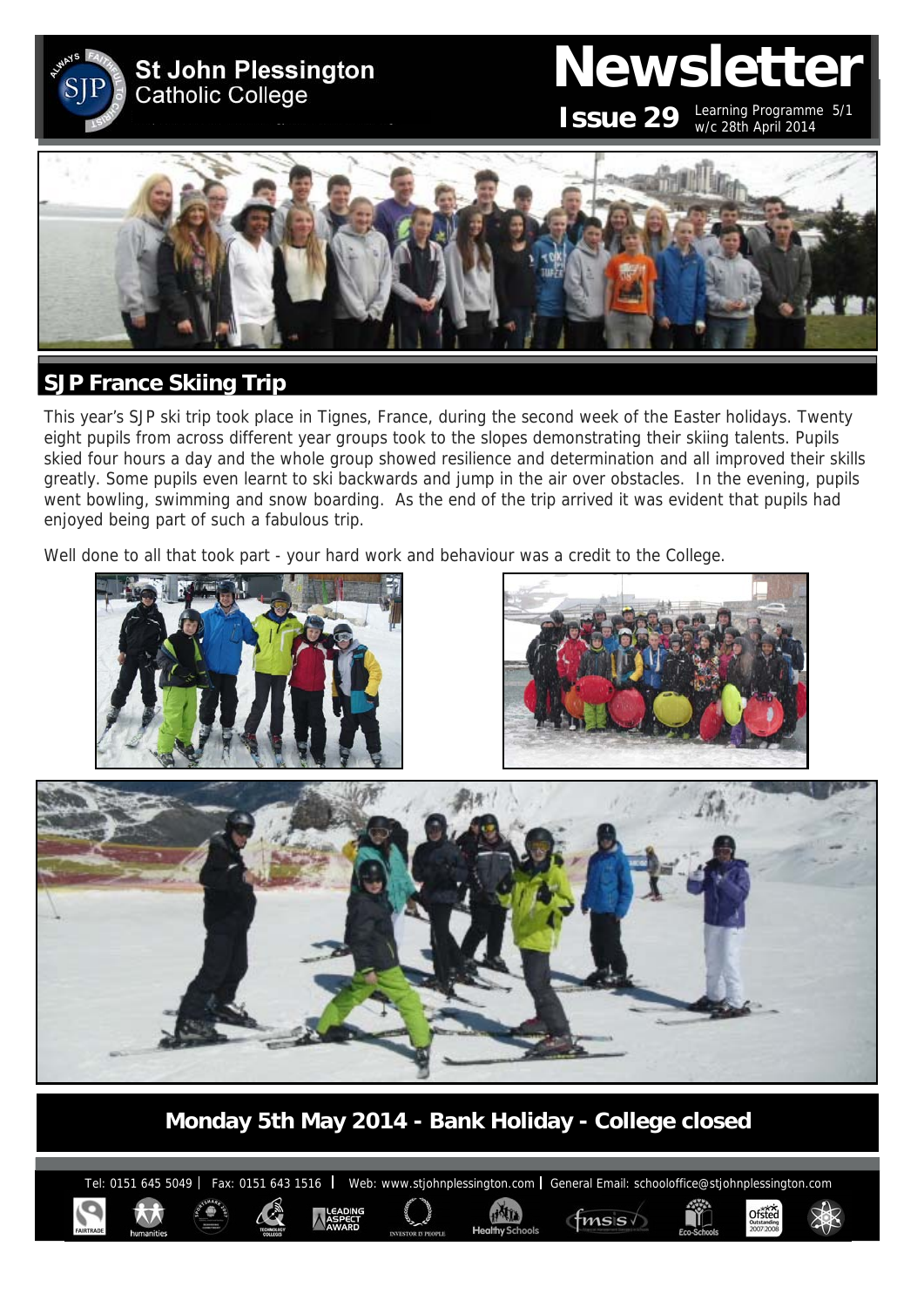# St John Plessington Catholic College

# Newsletter

**Issue 29** Learning Programme 5/1 w/c 28th April 2014

## SJP France Skiing Trip

This year's SJP ski trip took place in Tignes, France, during the second week of the Easter holidays. Twenty eight pupils from across different year groups took to the slopes demonstrating their skiing talents. Pupils skied four hours a day and the whole group showed resilience and determination and all improved their skills greatly. Some pupils even learnt to ski backwards and jump in the air over obstacles. In the evening, pupils went bowling, swimming and snow boarding. As the end of the trip arrived it was evident that pupils had enjoyed being part of such a fabulous trip.

Well done to all that took part - your hard work and behaviour was a credit to the College.

## Monday 5th May 2014 - Bank Holiday - College closed

Tel: 0151 645 5049 | Fax: 0151 643 1516 | Web: www.stjohnplessington.com | General Email: schooloffice@stjohnplessington.com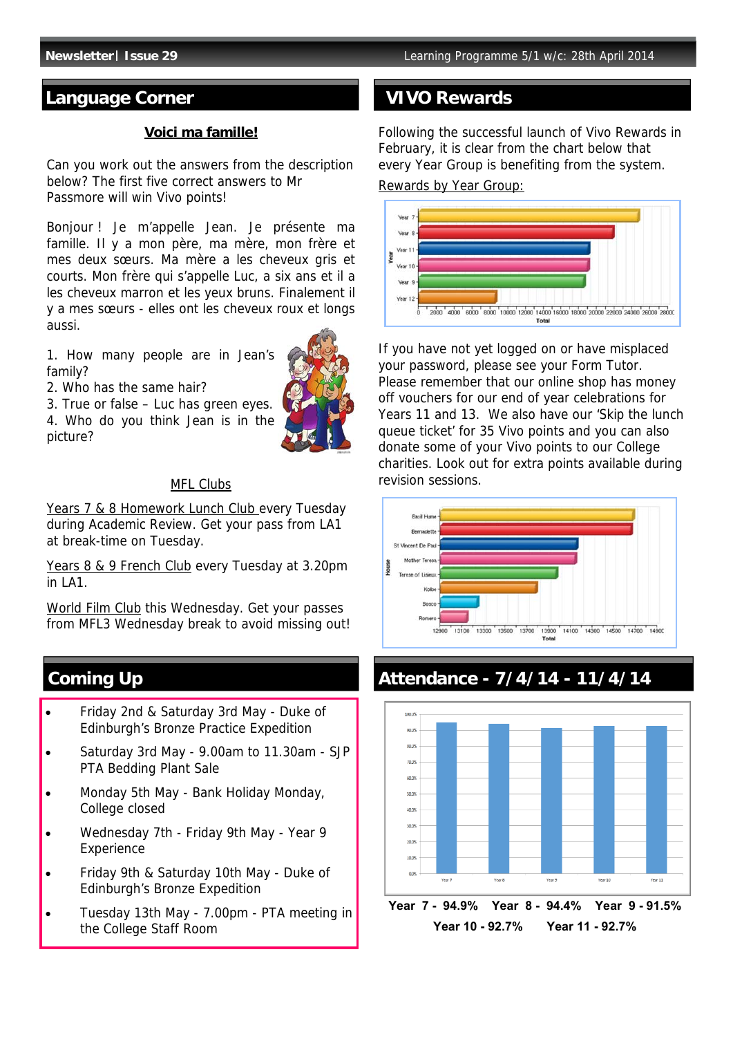## Language Corner

**Voici ma famille!**

Can you work out the answers from the description below? The first five correct answers to Mr Passmore will win Vivo points!

Bonjour ! Je m'appelle Jean. Je présente ma famille. Il y a mon père, ma mère, mon frère et mes deux sœurs. Ma mère a les cheveux gris et courts. Mon frère qui s'appelle Luc, a six ans et il a les cheveux marron et les yeux bruns. Finalement il y a mes sœurs - elles ont les cheveux roux et longs aussi.

1. How many people are in Jean's family?
2. Who has the same hair?
3. True or false – Luc has green eyes.
4. Who do you think Jean is in the picture?

MFL Clubs

Years 7 & 8 Homework Lunch Club every Tuesday during Academic Review. Get your pass from LA1 at break-time on Tuesday.

Years 8 & 9 French Club every Tuesday at 3.20pm in LA1.

World Film Club this Wednesday. Get your passes from MFL3 Wednesday break to avoid missing out!

## VIVO Rewards

Following the successful launch of Vivo Rewards in February, it is clear from the chart below that every Year Group is benefiting from the system.

Rewards by Year Group:

Year 7
Year 8
Year 11
Year 10
Year 9
Year 12
Year
0 2000 4000 6000 8000 10000 12000 14000 16000 18000 20000 22000 24000 26000 28000
Total

If you have not yet logged on or have misplaced your password, please see your Form Tutor. Please remember that our online shop has money off vouchers for our end of year celebrations for Years 11 and 13. We also have our 'Skip the lunch queue ticket' for 35 Vivo points and you can also donate some of your Vivo points to our College charities. Look out for extra points available during revision sessions.

Basil Hume
Bernadette
St Vincent De Paul
Mother Teresa
Terese of Lisieux
Kolbe
Bosco
Romero
House
12900 13100 13300 13500 13700 13900 14100 14300 14500 14700 14900
Total

## Coming Up

- Friday 2nd & Saturday 3rd May - Duke of Edinburgh's Bronze Practice Expedition
- Saturday 3rd May - 9.00am to 11.30am - SJP PTA Bedding Plant Sale
- Monday 5th May - Bank Holiday Monday, College closed
- Wednesday 7th - Friday 9th May - Year 9 Experience
- Friday 9th & Saturday 10th May - Duke of Edinburgh's Bronze Expedition
- Tuesday 13th May - 7.00pm - PTA meeting in the College Staff Room

## Attendance - 7/4/14 - 11/4/14

100% 90% 80% 70% 60% 50% 40% 30% 20% 10% 0%
Year 7 Year 8 Year 9 Year 10 Year 11

**Year 7 - 94.9% Year 8 - 94.4% Year 9 - 91.5%**

**Year 10 - 92.7% Year 11 - 92.7%**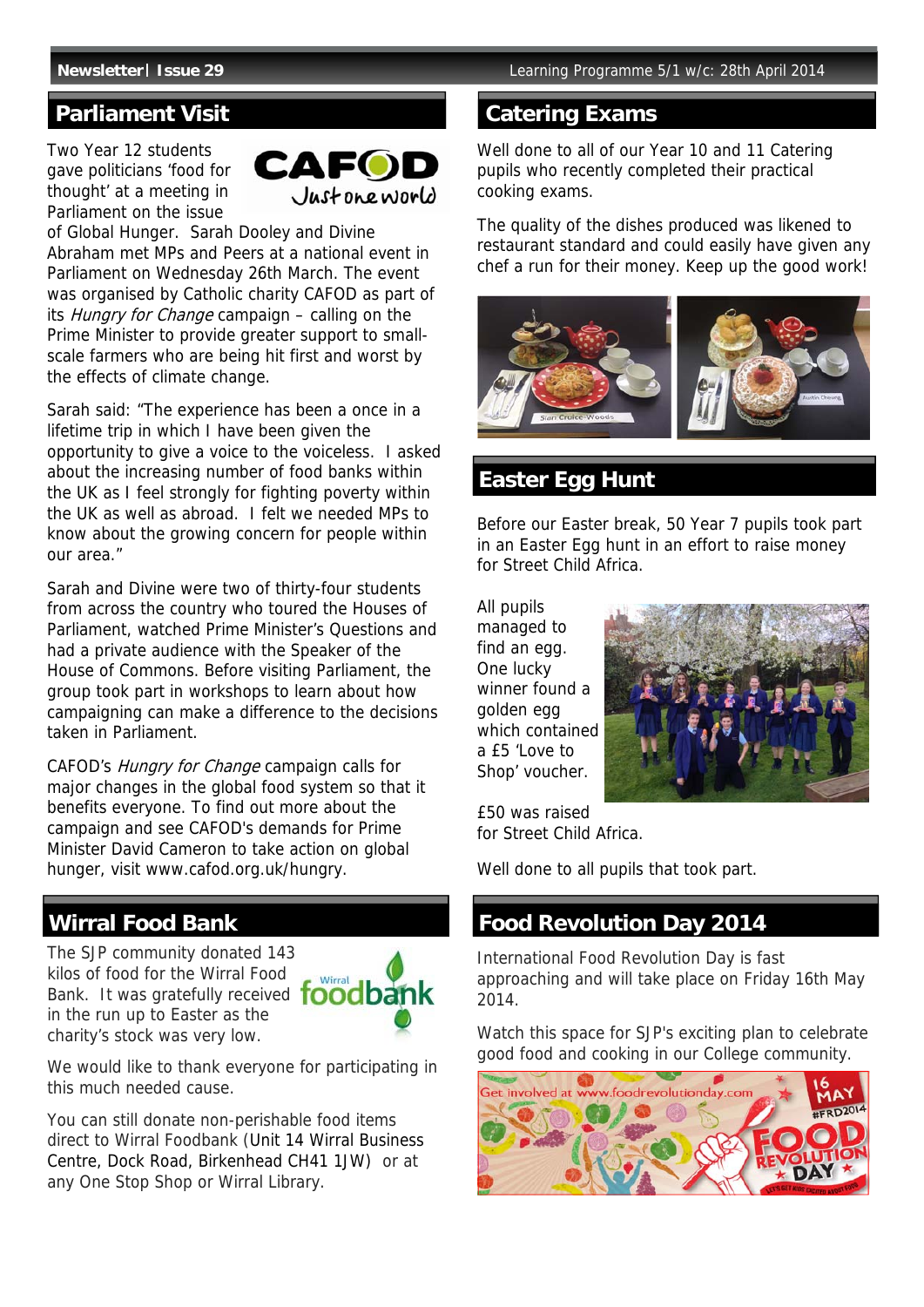## Parliament Visit

Two Year 12 students gave politicians 'food for thought' at a meeting in Parliament on the issue of Global Hunger. Sarah Dooley and Divine Abraham met MPs and Peers at a national event in Parliament on Wednesday 26th March. The event was organised by Catholic charity CAFOD as part of its *Hungry for Change* campaign – calling on the Prime Minister to provide greater support to small-scale farmers who are being hit first and worst by the effects of climate change.

Sarah said: "The experience has been a once in a lifetime trip in which I have been given the opportunity to give a voice to the voiceless. I asked about the increasing number of food banks within the UK as I feel strongly for fighting poverty within the UK as well as abroad. I felt we needed MPs to know about the growing concern for people within our area."

Sarah and Divine were two of thirty-four students from across the country who toured the Houses of Parliament, watched Prime Minister's Questions and had a private audience with the Speaker of the House of Commons. Before visiting Parliament, the group took part in workshops to learn about how campaigning can make a difference to the decisions taken in Parliament.

CAFOD's *Hungry for Change* campaign calls for major changes in the global food system so that it benefits everyone. To find out more about the campaign and see CAFOD's demands for Prime Minister David Cameron to take action on global hunger, visit www.cafod.org.uk/hungry.

## Wirral Food Bank

The SJP community donated 143 kilos of food for the Wirral Food Bank. It was gratefully received in the run up to Easter as the charity's stock was very low.

We would like to thank everyone for participating in this much needed cause.

You can still donate non-perishable food items direct to Wirral Foodbank (Unit 14 Wirral Business Centre, Dock Road, Birkenhead CH41 1JW) or at any One Stop Shop or Wirral Library.

## Catering Exams

Well done to all of our Year 10 and 11 Catering pupils who recently completed their practical cooking exams.

The quality of the dishes produced was likened to restaurant standard and could easily have given any chef a run for their money. Keep up the good work!

## Easter Egg Hunt

Before our Easter break, 50 Year 7 pupils took part in an Easter Egg hunt in an effort to raise money for Street Child Africa.

All pupils managed to find an egg. One lucky winner found a golden egg which contained a £5 'Love to Shop' voucher.

£50 was raised for Street Child Africa.

Well done to all pupils that took part.

## Food Revolution Day 2014

International Food Revolution Day is fast approaching and will take place on Friday 16th May 2014.

Watch this space for SJP's exciting plan to celebrate good food and cooking in our College community.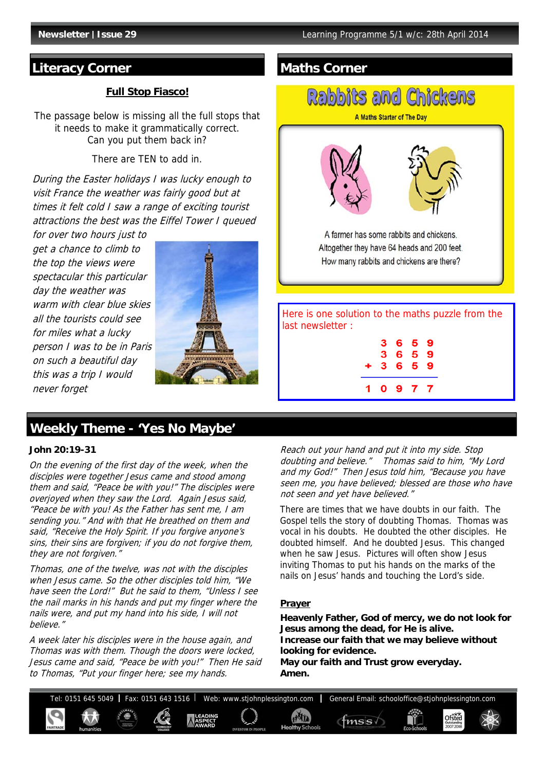**Newsletter | Issue 29** Learning Programme 5/1 w/c: 28th April 2014

## Literacy Corner

**Full Stop Fiasco!**

The passage below is missing all the full stops that it needs to make it grammatically correct. Can you put them back in?

There are TEN to add in.

*During the Easter holidays I was lucky enough to visit France the weather was fairly good but at times it felt cold I saw a range of exciting tourist attractions the best was the Eiffel Tower I queued for over two hours just to get a chance to climb to the top the views were spectacular this particular day the weather was warm with clear blue skies all the tourists could see for miles what a lucky person I was to be in Paris on such a beautiful day this was a trip I would never forget*

## Maths Corner

**Rabbits and Chickens**

A Maths Starter of The Day

A farmer has some rabbits and chickens. Altogether they have 64 heads and 200 feet. How many rabbits and chickens are there?

Here is one solution to the maths puzzle from the last newsletter :

```
    3 6 5 9
    3 6 5 9
  + 3 6 5 9
  ---------
  1 0 9 7 7
```

## Weekly Theme - 'Yes No Maybe'

**John 20:19-31**

*On the evening of the first day of the week, when the disciples were together Jesus came and stood among them and said, "Peace be with you!" The disciples were overjoyed when they saw the Lord. Again Jesus said, "Peace be with you! As the Father has sent me, I am sending you." And with that He breathed on them and said, "Receive the Holy Spirit. If you forgive anyone's sins, their sins are forgiven; if you do not forgive them, they are not forgiven."*

*Thomas, one of the twelve, was not with the disciples when Jesus came. So the other disciples told him, "We have seen the Lord!" But he said to them, "Unless I see the nail marks in his hands and put my finger where the nails were, and put my hand into his side, I will not believe."*

*A week later his disciples were in the house again, and Thomas was with them. Though the doors were locked, Jesus came and said, "Peace be with you!" Then He said to Thomas, "Put your finger here; see my hands. Reach out your hand and put it into my side. Stop doubting and believe." Thomas said to him, "My Lord and my God!" Then Jesus told him, "Because you have seen me, you have believed; blessed are those who have not seen and yet have believed."*

There are times that we have doubts in our faith. The Gospel tells the story of doubting Thomas. Thomas was vocal in his doubts. He doubted the other disciples. He doubted himself. And he doubted Jesus. This changed when he saw Jesus. Pictures will often show Jesus inviting Thomas to put his hands on the marks of the nails on Jesus' hands and touching the Lord's side.

**Prayer**

**Heavenly Father, God of mercy, we do not look for Jesus among the dead, for He is alive.**
**Increase our faith that we may believe without looking for evidence.**
**May our faith and Trust grow everyday.**
**Amen.**

Tel: 0151 645 5049 | Fax: 0151 643 1516 | Web: www.stjohnplessington.com | General Email: schooloffice@stjohnplessington.com